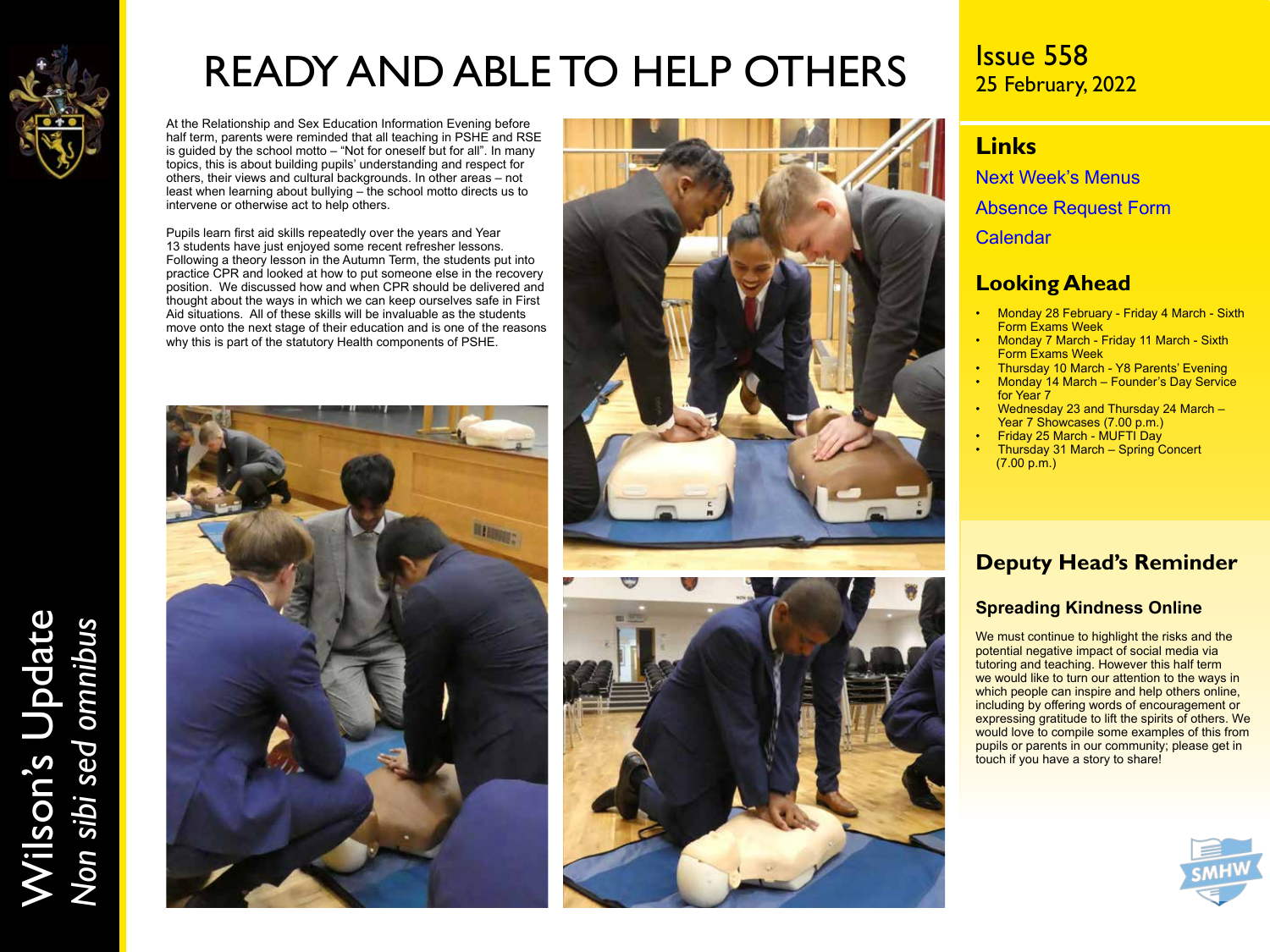# READY AND ABLE TO HELP OTHERS

At the Relationship and Sex Education Information Evening before half term, parents were reminded that all teaching in PSHE and RSE is guided by the school motto – "Not for oneself but for all". In many topics, this is about building pupils' understanding and respect for others, their views and cultural backgrounds. In other areas – not least when learning about bullying – the school motto directs us to intervene or otherwise act to help others.

Pupils learn first aid skills repeatedly over the years and Year 13 students have just enjoyed some recent refresher lessons. Following a theory lesson in the Autumn Term, the students put into practice CPR and looked at how to put someone else in the recovery position. We discussed how and when CPR should be delivered and thought about the ways in which we can keep ourselves safe in First Aid situations. All of these skills will be invaluable as the students move onto the next stage of their education and is one of the reasons why this is part of the statutory Health components of PSHE.

Issue 558
25 February, 2022

## Links

Next Week's Menus

Absence Request Form

Calendar

## Looking Ahead

- Monday 28 February - Friday 4 March - Sixth Form Exams Week
- Monday 7 March - Friday 11 March - Sixth Form Exams Week
- Thursday 10 March - Y8 Parents' Evening
- Monday 14 March – Founder's Day Service for Year 7
- Wednesday 23 and Thursday 24 March – Year 7 Showcases (7.00 p.m.)
- Friday 25 March - MUFTI Day
- Thursday 31 March – Spring Concert (7.00 p.m.)

## Deputy Head's Reminder

### Spreading Kindness Online

We must continue to highlight the risks and the potential negative impact of social media via tutoring and teaching. However this half term we would like to turn our attention to the ways in which people can inspire and help others online, including by offering words of encouragement or expressing gratitude to lift the spirits of others. We would love to compile some examples of this from pupils or parents in our community; please get in touch if you have a story to share!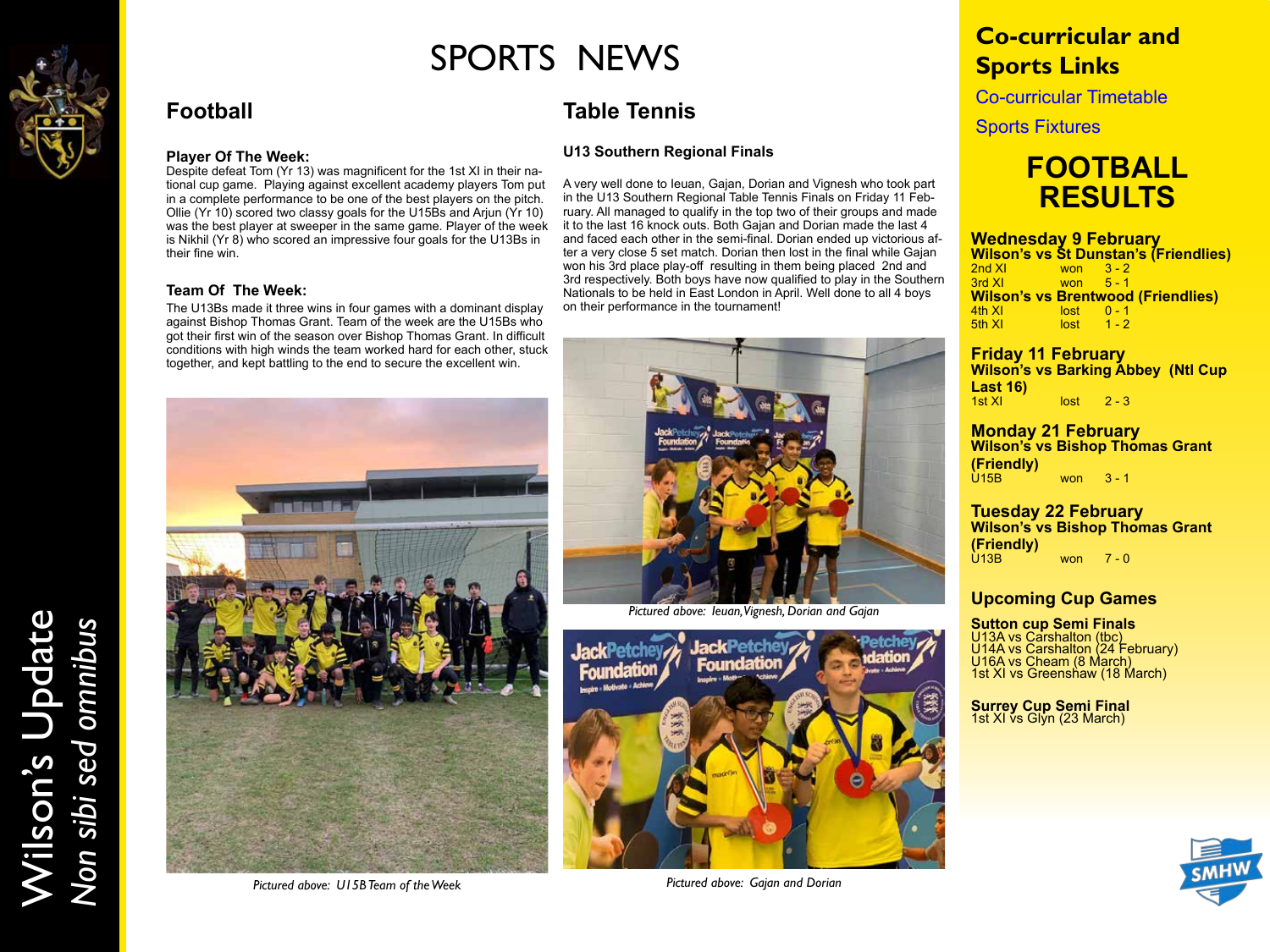# SPORTS NEWS

## Football

**Player Of The Week:**
Despite defeat Tom (Yr 13) was magnificent for the 1st XI in their national cup game. Playing against excellent academy players Tom put in a complete performance to be one of the best players on the pitch. Ollie (Yr 10) scored two classy goals for the U15Bs and Arjun (Yr 10) was the best player at sweeper in the same game. Player of the week is Nikhil (Yr 8) who scored an impressive four goals for the U13Bs in their fine win.

**Team Of The Week:**
The U13Bs made it three wins in four games with a dominant display against Bishop Thomas Grant. Team of the week are the U15Bs who got their first win of the season over Bishop Thomas Grant. In difficult conditions with high winds the team worked hard for each other, stuck together, and kept battling to the end to secure the excellent win.

*Pictured above: U15B Team of the Week*

## Table Tennis

**U13 Southern Regional Finals**

A very well done to Ieuan, Gajan, Dorian and Vignesh who took part in the U13 Southern Regional Table Tennis Finals on Friday 11 February. All managed to qualify in the top two of their groups and made it to the last 16 knock outs. Both Gajan and Dorian made the last 4 and faced each other in the semi-final. Dorian ended up victorious after a very close 5 set match. Dorian then lost in the final while Gajan won his 3rd place play-off resulting in them being placed 2nd and 3rd respectively. Both boys have now qualified to play in the Southern Nationals to be held in East London in April. Well done to all 4 boys on their performance in the tournament!

*Pictured above: Ieuan, Vignesh, Dorian and Gajan*

*Pictured above: Gajan and Dorian*

## Co-curricular and Sports Links

Co-curricular Timetable

Sports Fixtures

## FOOTBALL RESULTS

**Wednesday 9 February**
**Wilson's vs St Dunstan's (Friendlies)**

| | | |
|---|---|---|
| 2nd XI | won | 3 - 2 |
| 3rd XI | won | 5 - 1 |

**Wilson's vs Brentwood (Friendlies)**

| | | |
|---|---|---|
| 4th XI | lost | 0 - 1 |
| 5th XI | lost | 1 - 2 |

**Friday 11 February**
**Wilson's vs Barking Abbey (Ntl Cup Last 16)**

| | | |
|---|---|---|
| 1st XI | lost | 2 - 3 |

**Monday 21 February**
**Wilson's vs Bishop Thomas Grant (Friendly)**

| | | |
|---|---|---|
| U15B | won | 3 - 1 |

**Tuesday 22 February**
**Wilson's vs Bishop Thomas Grant (Friendly)**

| | | |
|---|---|---|
| U13B | won | 7 - 0 |

### Upcoming Cup Games

**Sutton cup Semi Finals**
U13A vs Carshalton (tbc)
U14A vs Carshalton (24 February)
U16A vs Cheam (8 March)
1st XI vs Greenshaw (18 March)

**Surrey Cup Semi Final**
1st XI vs Glyn (23 March)